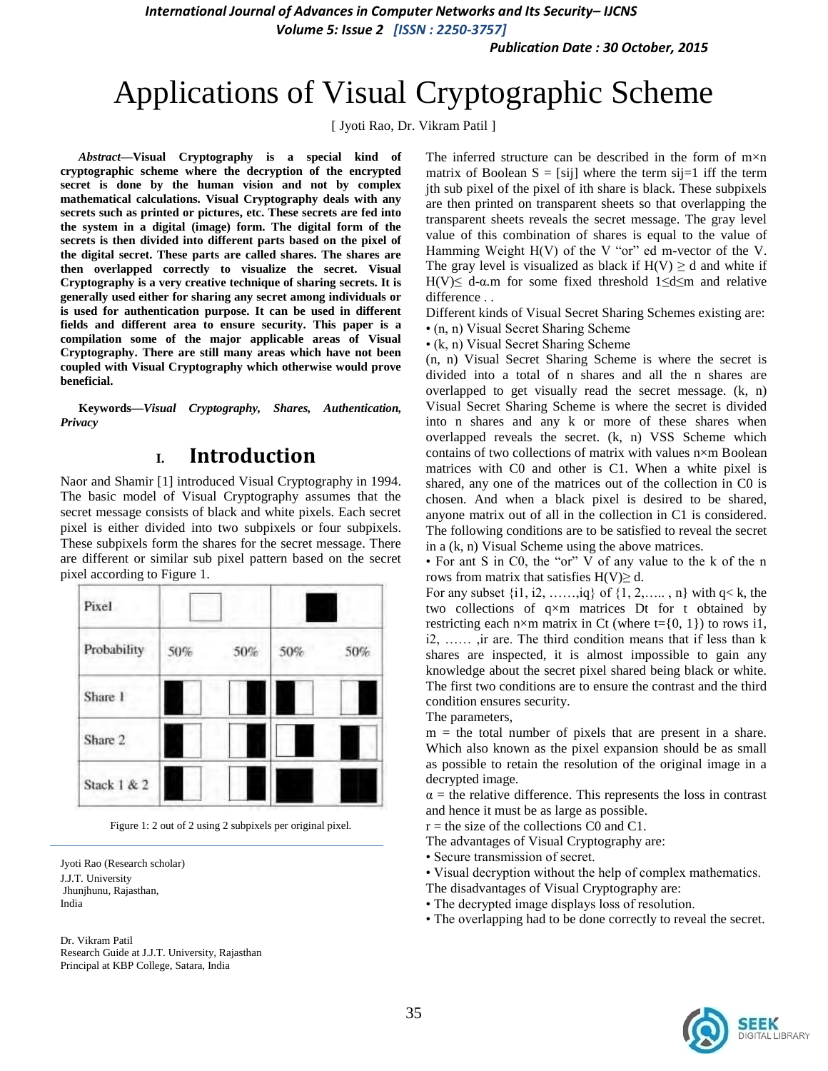# Applications of Visual Cryptographic Scheme

[ Jyoti Rao, Dr. Vikram Patil ]

***Abstract*—Visual Cryptography is a special kind of cryptographic scheme where the decryption of the encrypted secret is done by the human vision and not by complex mathematical calculations. Visual Cryptography deals with any secrets such as printed or pictures, etc. These secrets are fed into the system in a digital (image) form. The digital form of the secrets is then divided into different parts based on the pixel of the digital secret. These parts are called shares. The shares are then overlapped correctly to visualize the secret. Visual Cryptography is a very creative technique of sharing secrets. It is generally used either for sharing any secret among individuals or is used for authentication purpose. It can be used in different fields and different area to ensure security. This paper is a compilation some of the major applicable areas of Visual Cryptography. There are still many areas which have not been coupled with Visual Cryptography which otherwise would prove beneficial.**

**Keywords—*Visual Cryptography, Shares, Authentication, Privacy***

## I. Introduction

Naor and Shamir [1] introduced Visual Cryptography in 1994. The basic model of Visual Cryptography assumes that the secret message consists of black and white pixels. Each secret pixel is either divided into two subpixels or four subpixels. These subpixels form the shares for the secret message. There are different or similar sub pixel pattern based on the secret pixel according to Figure 1.

| Pixel | (white) | | (black) | |
|---|---|---|---|---|
| Probability | 50% | 50% | 50% | 50% |
| Share 1 | ■□ | □■ | ■□ | □■ |
| Share 2 | ■□ | □■ | □■ | ■□ |
| Stack 1 & 2 | ■□ | □■ | ■■ | ■■ |

Figure 1: 2 out of 2 using 2 subpixels per original pixel.

Jyoti Rao (Research scholar)
J.J.T. University
Jhunjhunu, Rajasthan,
India

Dr. Vikram Patil
Research Guide at J.J.T. University, Rajasthan
Principal at KBP College, Satara, India

The inferred structure can be described in the form of m×n matrix of Boolean S = [sij] where the term sij=1 iff the term jth sub pixel of the pixel of ith share is black. These subpixels are then printed on transparent sheets so that overlapping the transparent sheets reveals the secret message. The gray level value of this combination of shares is equal to the value of Hamming Weight H(V) of the V "or" ed m-vector of the V. The gray level is visualized as black if $H(V) \geq d$ and white if $H(V) \leq d - \alpha.m$ for some fixed threshold $1 \leq d \leq m$ and relative difference . .

Different kinds of Visual Secret Sharing Schemes existing are:

- (n, n) Visual Secret Sharing Scheme
- (k, n) Visual Secret Sharing Scheme

(n, n) Visual Secret Sharing Scheme is where the secret is divided into a total of n shares and all the n shares are overlapped to get visually read the secret message. (k, n) Visual Secret Sharing Scheme is where the secret is divided into n shares and any k or more of these shares when overlapped reveals the secret. (k, n) VSS Scheme which contains of two collections of matrix with values n×m Boolean matrices with C0 and other is C1. When a white pixel is shared, any one of the matrices out of the collection in C0 is chosen. And when a black pixel is desired to be shared, anyone matrix out of all in the collection in C1 is considered. The following conditions are to be satisfied to reveal the secret in a (k, n) Visual Scheme using the above matrices.

- For ant S in C0, the "or" V of any value to the k of the n rows from matrix that satisfies $H(V) \geq d$.

For any subset {i1, i2, ……,iq} of {1, 2,….. , n} with q< k, the two collections of q×m matrices Dt for t obtained by restricting each n×m matrix in Ct (where t={0, 1}) to rows i1, i2, …… ,ir are. The third condition means that if less than k shares are inspected, it is almost impossible to gain any knowledge about the secret pixel shared being black or white. The first two conditions are to ensure the contrast and the third condition ensures security.

The parameters,

m = the total number of pixels that are present in a share. Which also known as the pixel expansion should be as small as possible to retain the resolution of the original image in a decrypted image.

$\alpha$ = the relative difference. This represents the loss in contrast and hence it must be as large as possible.

r = the size of the collections C0 and C1.

The advantages of Visual Cryptography are:

- Secure transmission of secret.
- Visual decryption without the help of complex mathematics.

The disadvantages of Visual Cryptography are:

- The decrypted image displays loss of resolution.
- The overlapping had to be done correctly to reveal the secret.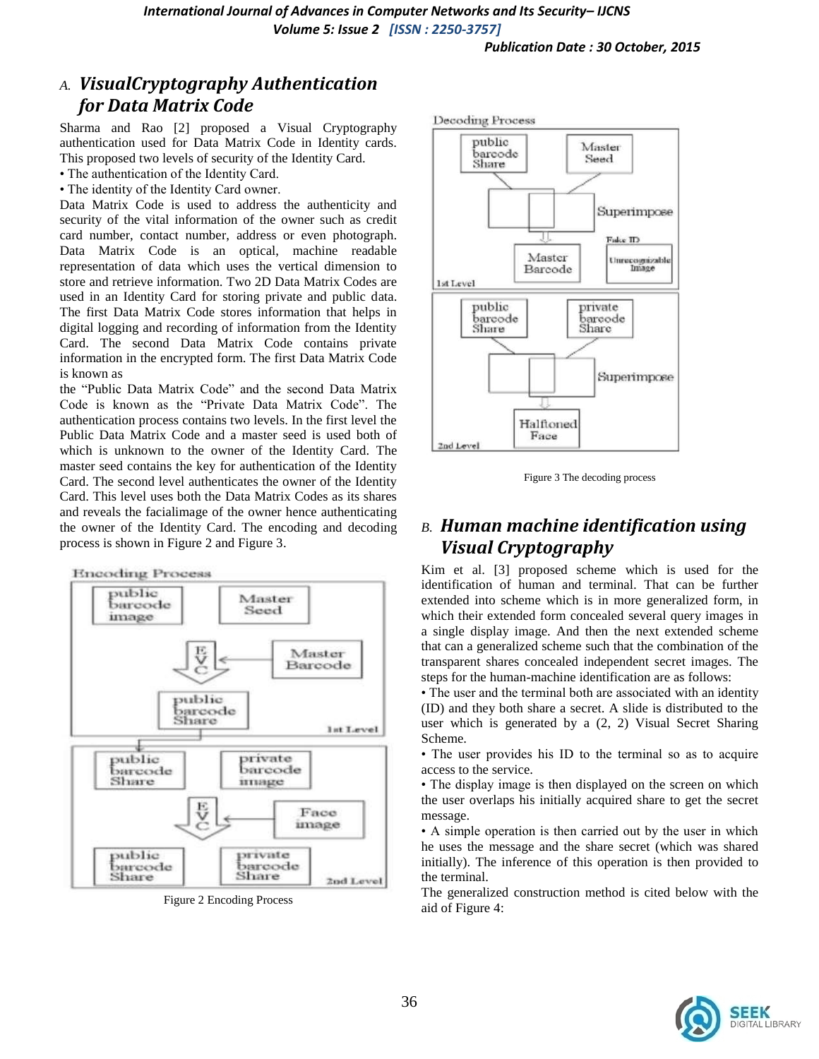## A. *VisualCryptography Authentication for Data Matrix Code*

Sharma and Rao [2] proposed a Visual Cryptography authentication used for Data Matrix Code in Identity cards. This proposed two levels of security of the Identity Card.

- The authentication of the Identity Card.
- The identity of the Identity Card owner.

Data Matrix Code is used to address the authenticity and security of the vital information of the owner such as credit card number, contact number, address or even photograph. Data Matrix Code is an optical, machine readable representation of data which uses the vertical dimension to store and retrieve information. Two 2D Data Matrix Codes are used in an Identity Card for storing private and public data. The first Data Matrix Code stores information that helps in digital logging and recording of information from the Identity Card. The second Data Matrix Code contains private information in the encrypted form. The first Data Matrix Code is known as

the "Public Data Matrix Code" and the second Data Matrix Code is known as the "Private Data Matrix Code". The authentication process contains two levels. In the first level the Public Data Matrix Code and a master seed is used both of which is unknown to the owner of the Identity Card. The master seed contains the key for authentication of the Identity Card. The second level authenticates the owner of the Identity Card. This level uses both the Data Matrix Codes as its shares and reveals the facialimage of the owner hence authenticating the owner of the Identity Card. The encoding and decoding process is shown in Figure 2 and Figure 3.

Figure 2 Encoding Process

Figure 3 The decoding process

## B. *Human machine identification using Visual Cryptography*

Kim et al. [3] proposed scheme which is used for the identification of human and terminal. That can be further extended into scheme which is in more generalized form, in which their extended form concealed several query images in a single display image. And then the next extended scheme that can a generalized scheme such that the combination of the transparent shares concealed independent secret images. The steps for the human-machine identification are as follows:

- The user and the terminal both are associated with an identity (ID) and they both share a secret. A slide is distributed to the user which is generated by a (2, 2) Visual Secret Sharing Scheme.
- The user provides his ID to the terminal so as to acquire access to the service.
- The display image is then displayed on the screen on which the user overlaps his initially acquired share to get the secret message.
- A simple operation is then carried out by the user in which he uses the message and the share secret (which was shared initially). The inference of this operation is then provided to the terminal.

The generalized construction method is cited below with the aid of Figure 4: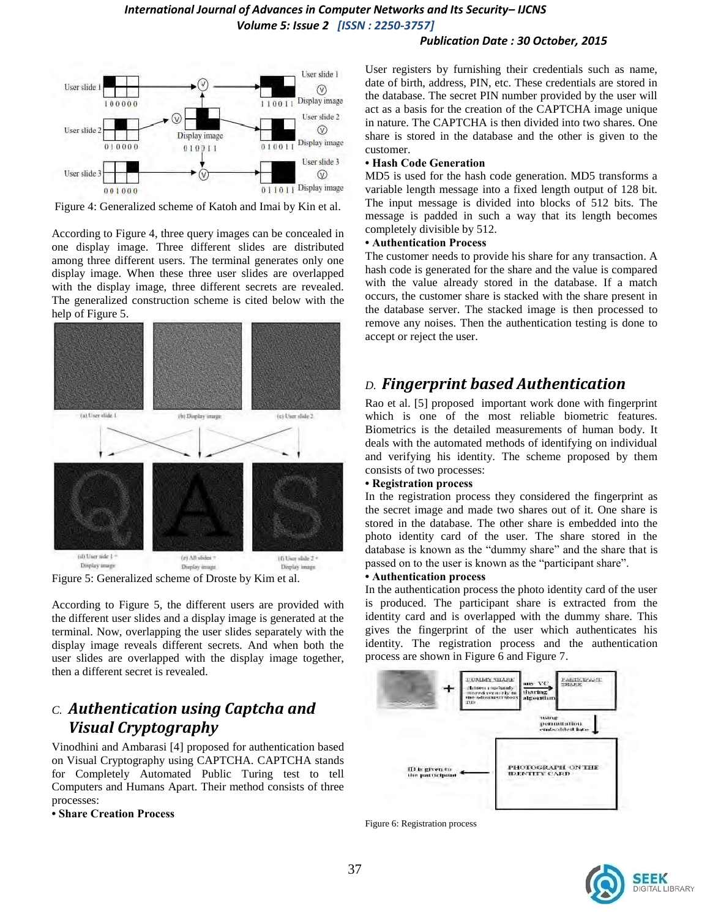Figure 4: Generalized scheme of Katoh and Imai by Kin et al.

According to Figure 4, three query images can be concealed in one display image. Three different slides are distributed among three different users. The terminal generates only one display image. When these three user slides are overlapped with the display image, three different secrets are revealed. The generalized construction scheme is cited below with the help of Figure 5.

Figure 5: Generalized scheme of Droste by Kim et al.

According to Figure 5, the different users are provided with the different user slides and a display image is generated at the terminal. Now, overlapping the user slides separately with the display image reveals different secrets. And when both the user slides are overlapped with the display image together, then a different secret is revealed.

## C. *Authentication using Captcha and Visual Cryptography*

Vinodhini and Ambarasi [4] proposed for authentication based on Visual Cryptography using CAPTCHA. CAPTCHA stands for Completely Automated Public Turing test to tell Computers and Humans Apart. Their method consists of three processes:

**• Share Creation Process**

User registers by furnishing their credentials such as name, date of birth, address, PIN, etc. These credentials are stored in the database. The secret PIN number provided by the user will act as a basis for the creation of the CAPTCHA image unique in nature. The CAPTCHA is then divided into two shares. One share is stored in the database and the other is given to the customer.

**• Hash Code Generation**

MD5 is used for the hash code generation. MD5 transforms a variable length message into a fixed length output of 128 bit. The input message is divided into blocks of 512 bits. The message is padded in such a way that its length becomes completely divisible by 512.

**• Authentication Process**

The customer needs to provide his share for any transaction. A hash code is generated for the share and the value is compared with the value already stored in the database. If a match occurs, the customer share is stacked with the share present in the database server. The stacked image is then processed to remove any noises. Then the authentication testing is done to accept or reject the user.

## D. *Fingerprint based Authentication*

Rao et al. [5] proposed important work done with fingerprint which is one of the most reliable biometric features. Biometrics is the detailed measurements of human body. It deals with the automated methods of identifying on individual and verifying his identity. The scheme proposed by them consists of two processes:

**• Registration process**

In the registration process they considered the fingerprint as the secret image and made two shares out of it. One share is stored in the database. The other share is embedded into the photo identity card of the user. The share stored in the database is known as the "dummy share" and the share that is passed on to the user is known as the "participant share".

**• Authentication process**

In the authentication process the photo identity card of the user is produced. The participant share is extracted from the identity card and is overlapped with the dummy share. This gives the fingerprint of the user which authenticates his identity. The registration process and the authentication process are shown in Figure 6 and Figure 7.

Figure 6: Registration process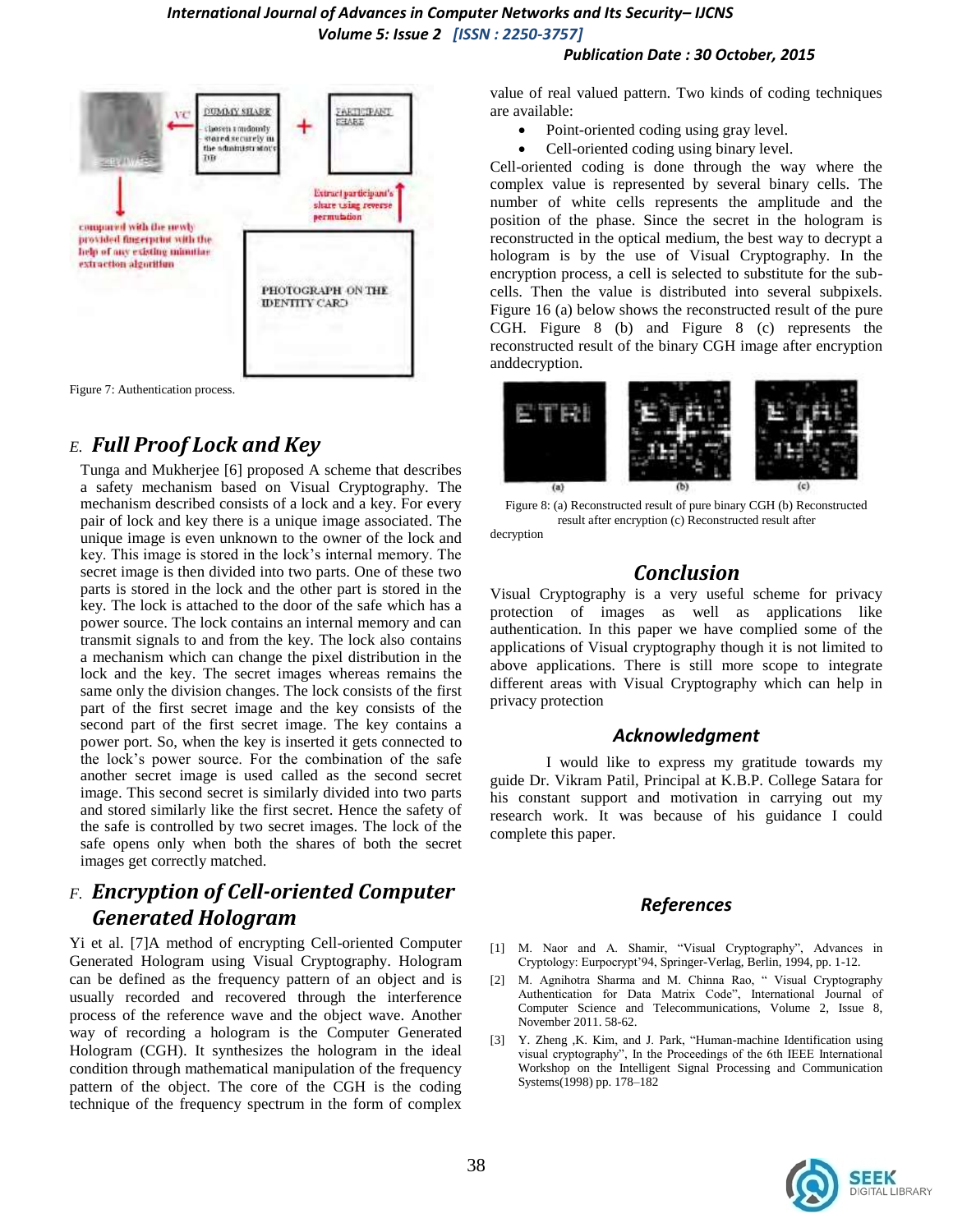Figure 7: Authentication process.

### E. Full Proof Lock and Key

Tunga and Mukherjee [6] proposed A scheme that describes a safety mechanism based on Visual Cryptography. The mechanism described consists of a lock and a key. For every pair of lock and key there is a unique image associated. The unique image is even unknown to the owner of the lock and key. This image is stored in the lock's internal memory. The secret image is then divided into two parts. One of these two parts is stored in the lock and the other part is stored in the key. The lock is attached to the door of the safe which has a power source. The lock contains an internal memory and can transmit signals to and from the key. The lock also contains a mechanism which can change the pixel distribution in the lock and the key. The secret images whereas remains the same only the division changes. The lock consists of the first part of the first secret image and the key consists of the second part of the first secret image. The key contains a power port. So, when the key is inserted it gets connected to the lock's power source. For the combination of the safe another secret image is used called as the second secret image. This second secret is similarly divided into two parts and stored similarly like the first secret. Hence the safety of the safe is controlled by two secret images. The lock of the safe opens only when both the shares of both the secret images get correctly matched.

### F. Encryption of Cell-oriented Computer Generated Hologram

Yi et al. [7]A method of encrypting Cell-oriented Computer Generated Hologram using Visual Cryptography. Hologram can be defined as the frequency pattern of an object and is usually recorded and recovered through the interference process of the reference wave and the object wave. Another way of recording a hologram is the Computer Generated Hologram (CGH). It synthesizes the hologram in the ideal condition through mathematical manipulation of the frequency pattern of the object. The core of the CGH is the coding technique of the frequency spectrum in the form of complex value of real valued pattern. Two kinds of coding techniques are available:

- Point-oriented coding using gray level.
- Cell-oriented coding using binary level.

Cell-oriented coding is done through the way where the complex value is represented by several binary cells. The number of white cells represents the amplitude and the position of the phase. Since the secret in the hologram is reconstructed in the optical medium, the best way to decrypt a hologram is by the use of Visual Cryptography. In the encryption process, a cell is selected to substitute for the sub-cells. Then the value is distributed into several subpixels. Figure 16 (a) below shows the reconstructed result of the pure CGH. Figure 8 (b) and Figure 8 (c) represents the reconstructed result of the binary CGH image after encryption anddecryption.

Figure 8: (a) Reconstructed result of pure binary CGH (b) Reconstructed result after encryption (c) Reconstructed result after decryption

## Conclusion

Visual Cryptography is a very useful scheme for privacy protection of images as well as applications like authentication. In this paper we have complied some of the applications of Visual cryptography though it is not limited to above applications. There is still more scope to integrate different areas with Visual Cryptography which can help in privacy protection

## Acknowledgment

I would like to express my gratitude towards my guide Dr. Vikram Patil, Principal at K.B.P. College Satara for his constant support and motivation in carrying out my research work. It was because of his guidance I could complete this paper.

## References

[1] M. Naor and A. Shamir, "Visual Cryptography", Advances in Cryptology: Eurpocrypt'94, Springer-Verlag, Berlin, 1994, pp. 1-12.

[2] M. Agnihotra Sharma and M. Chinna Rao, " Visual Cryptography Authentication for Data Matrix Code", International Journal of Computer Science and Telecommunications, Volume 2, Issue 8, November 2011. 58-62.

[3] Y. Zheng ,K. Kim, and J. Park, "Human-machine Identification using visual cryptography", In the Proceedings of the 6th IEEE International Workshop on the Intelligent Signal Processing and Communication Systems(1998) pp. 178–182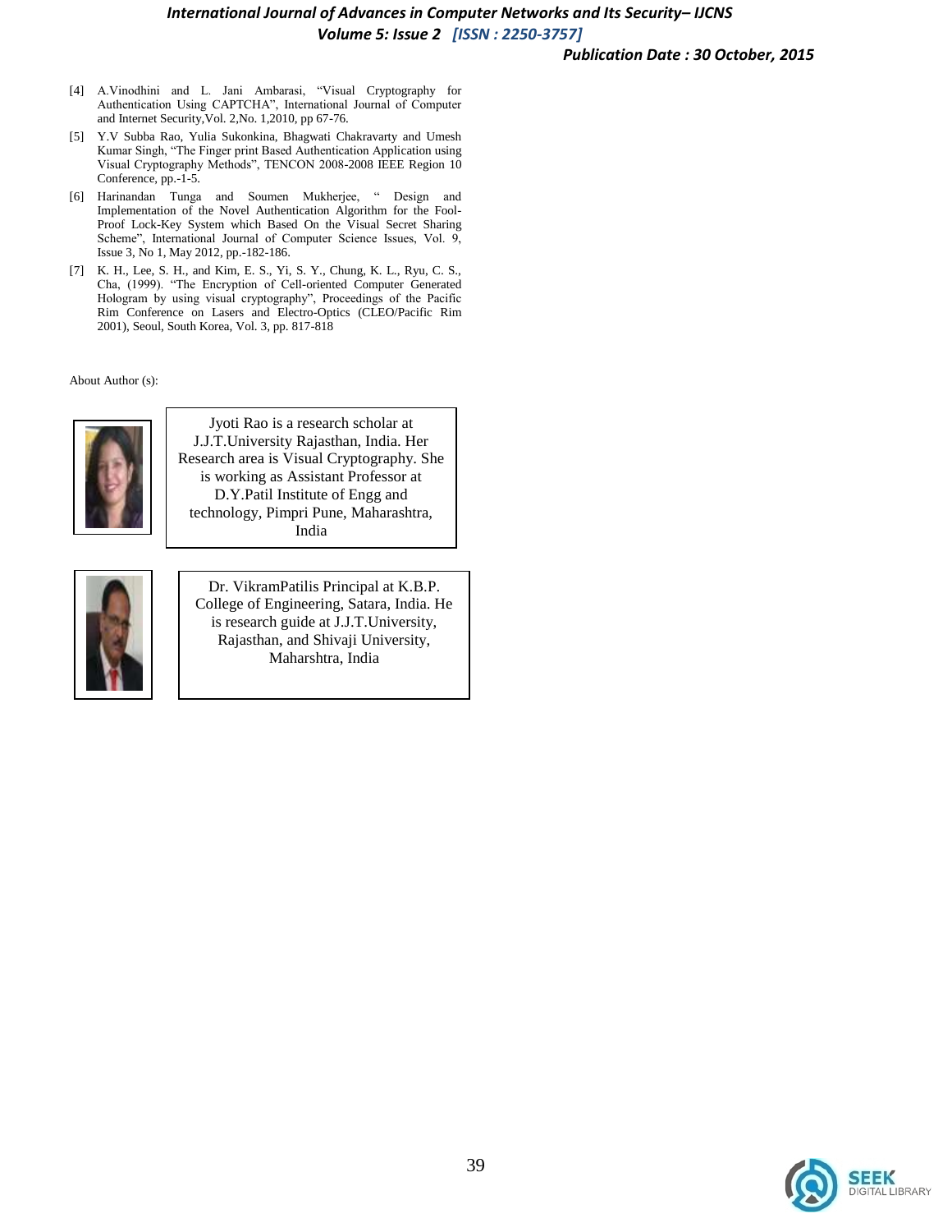[4] A.Vinodhini and L. Jani Ambarasi, "Visual Cryptography for Authentication Using CAPTCHA", International Journal of Computer and Internet Security,Vol. 2,No. 1,2010, pp 67-76.

[5] Y.V Subba Rao, Yulia Sukonkina, Bhagwati Chakravarty and Umesh Kumar Singh, "The Finger print Based Authentication Application using Visual Cryptography Methods", TENCON 2008-2008 IEEE Region 10 Conference, pp.-1-5.

[6] Harinandan Tunga and Soumen Mukherjee, " Design and Implementation of the Novel Authentication Algorithm for the Fool-Proof Lock-Key System which Based On the Visual Secret Sharing Scheme", International Journal of Computer Science Issues, Vol. 9, Issue 3, No 1, May 2012, pp.-182-186.

[7] K. H., Lee, S. H., and Kim, E. S., Yi, S. Y., Chung, K. L., Ryu, C. S., Cha, (1999). "The Encryption of Cell-oriented Computer Generated Hologram by using visual cryptography", Proceedings of the Pacific Rim Conference on Lasers and Electro-Optics (CLEO/Pacific Rim 2001), Seoul, South Korea, Vol. 3, pp. 817-818

About Author (s):

Jyoti Rao is a research scholar at J.J.T.University Rajasthan, India. Her Research area is Visual Cryptography. She is working as Assistant Professor at D.Y.Patil Institute of Engg and technology, Pimpri Pune, Maharashtra, India

Dr. VikramPatilis Principal at K.B.P. College of Engineering, Satara, India. He is research guide at J.J.T.University, Rajasthan, and Shivaji University, Maharshtra, India